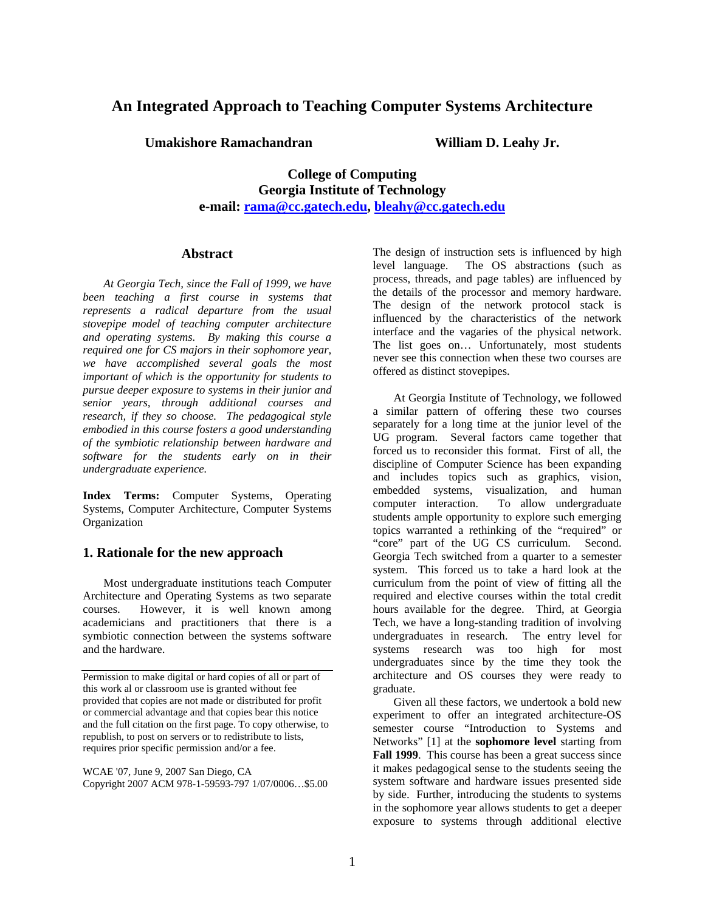# An Integrated Approach to Teaching Computer Systems Architecture

**Umakishore Ramachandran** **William D. Leahy Jr.**

**College of Computing**
**Georgia Institute of Technology**
**e-mail: rama@cc.gatech.edu, bleahy@cc.gatech.edu**

## Abstract

*At Georgia Tech, since the Fall of 1999, we have been teaching a first course in systems that represents a radical departure from the usual stovepipe model of teaching computer architecture and operating systems. By making this course a required one for CS majors in their sophomore year, we have accomplished several goals the most important of which is the opportunity for students to pursue deeper exposure to systems in their junior and senior years, through additional courses and research, if they so choose. The pedagogical style embodied in this course fosters a good understanding of the symbiotic relationship between hardware and software for the students early on in their undergraduate experience.*

**Index Terms:** Computer Systems, Operating Systems, Computer Architecture, Computer Systems Organization

## 1. Rationale for the new approach

Most undergraduate institutions teach Computer Architecture and Operating Systems as two separate courses. However, it is well known among academicians and practitioners that there is a symbiotic connection between the systems software and the hardware. The design of instruction sets is influenced by high level language. The OS abstractions (such as process, threads, and page tables) are influenced by the details of the processor and memory hardware. The design of the network protocol stack is influenced by the characteristics of the network interface and the vagaries of the physical network. The list goes on… Unfortunately, most students never see this connection when these two courses are offered as distinct stovepipes.

At Georgia Institute of Technology, we followed a similar pattern of offering these two courses separately for a long time at the junior level of the UG program. Several factors came together that forced us to reconsider this format. First of all, the discipline of Computer Science has been expanding and includes topics such as graphics, vision, embedded systems, visualization, and human computer interaction. To allow undergraduate students ample opportunity to explore such emerging topics warranted a rethinking of the "required" or "core" part of the UG CS curriculum. Second. Georgia Tech switched from a quarter to a semester system. This forced us to take a hard look at the curriculum from the point of view of fitting all the required and elective courses within the total credit hours available for the degree. Third, at Georgia Tech, we have a long-standing tradition of involving undergraduates in research. The entry level for systems research was too high for most undergraduates since by the time they took the architecture and OS courses they were ready to graduate.

Given all these factors, we undertook a bold new experiment to offer an integrated architecture-OS semester course "Introduction to Systems and Networks" [1] at the **sophomore level** starting from **Fall 1999**. This course has been a great success since it makes pedagogical sense to the students seeing the system software and hardware issues presented side by side. Further, introducing the students to systems in the sophomore year allows students to get a deeper exposure to systems through additional elective

---

Permission to make digital or hard copies of all or part of this work al or classroom use is granted without fee provided that copies are not made or distributed for profit or commercial advantage and that copies bear this notice and the full citation on the first page. To copy otherwise, to republish, to post on servers or to redistribute to lists, requires prior specific permission and/or a fee.

WCAE '07, June 9, 2007 San Diego, CA
Copyright 2007 ACM 978-1-59593-797 1/07/0006…$5.00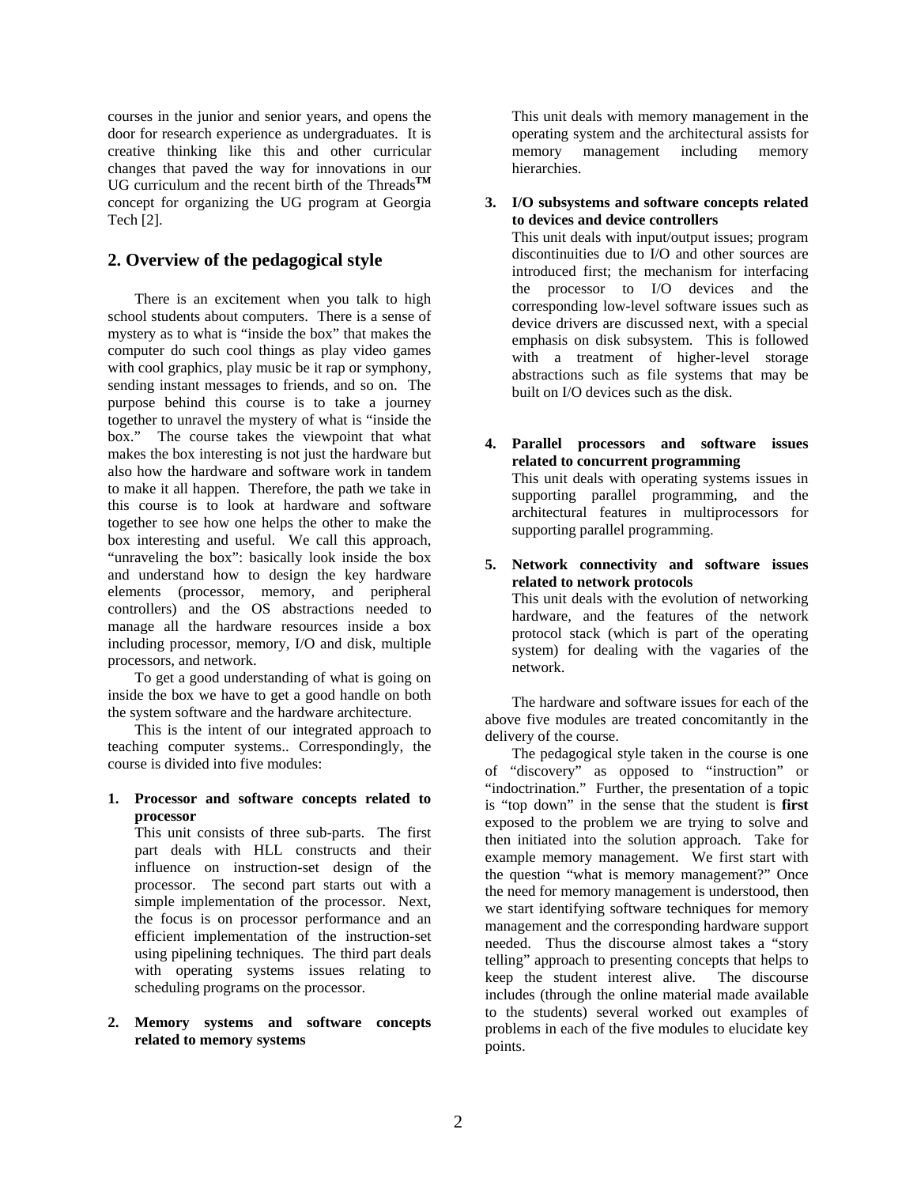courses in the junior and senior years, and opens the door for research experience as undergraduates. It is creative thinking like this and other curricular changes that paved the way for innovations in our UG curriculum and the recent birth of the Threads™ concept for organizing the UG program at Georgia Tech [2].

## 2. Overview of the pedagogical style

There is an excitement when you talk to high school students about computers. There is a sense of mystery as to what is "inside the box" that makes the computer do such cool things as play video games with cool graphics, play music be it rap or symphony, sending instant messages to friends, and so on. The purpose behind this course is to take a journey together to unravel the mystery of what is "inside the box." The course takes the viewpoint that what makes the box interesting is not just the hardware but also how the hardware and software work in tandem to make it all happen. Therefore, the path we take in this course is to look at hardware and software together to see how one helps the other to make the box interesting and useful. We call this approach, "unraveling the box": basically look inside the box and understand how to design the key hardware elements (processor, memory, and peripheral controllers) and the OS abstractions needed to manage all the hardware resources inside a box including processor, memory, I/O and disk, multiple processors, and network.

To get a good understanding of what is going on inside the box we have to get a good handle on both the system software and the hardware architecture.

This is the intent of our integrated approach to teaching computer systems.. Correspondingly, the course is divided into five modules:

1. **Processor and software concepts related to processor**
   This unit consists of three sub-parts. The first part deals with HLL constructs and their influence on instruction-set design of the processor. The second part starts out with a simple implementation of the processor. Next, the focus is on processor performance and an efficient implementation of the instruction-set using pipelining techniques. The third part deals with operating systems issues relating to scheduling programs on the processor.

2. **Memory systems and software concepts related to memory systems**
   This unit deals with memory management in the operating system and the architectural assists for memory management including memory hierarchies.

3. **I/O subsystems and software concepts related to devices and device controllers**
   This unit deals with input/output issues; program discontinuities due to I/O and other sources are introduced first; the mechanism for interfacing the processor to I/O devices and the corresponding low-level software issues such as device drivers are discussed next, with a special emphasis on disk subsystem. This is followed with a treatment of higher-level storage abstractions such as file systems that may be built on I/O devices such as the disk.

4. **Parallel processors and software issues related to concurrent programming**
   This unit deals with operating systems issues in supporting parallel programming, and the architectural features in multiprocessors for supporting parallel programming.

5. **Network connectivity and software issues related to network protocols**
   This unit deals with the evolution of networking hardware, and the features of the network protocol stack (which is part of the operating system) for dealing with the vagaries of the network.

The hardware and software issues for each of the above five modules are treated concomitantly in the delivery of the course.

The pedagogical style taken in the course is one of "discovery" as opposed to "instruction" or "indoctrination." Further, the presentation of a topic is "top down" in the sense that the student is **first** exposed to the problem we are trying to solve and then initiated into the solution approach. Take for example memory management. We first start with the question "what is memory management?" Once the need for memory management is understood, then we start identifying software techniques for memory management and the corresponding hardware support needed. Thus the discourse almost takes a "story telling" approach to presenting concepts that helps to keep the student interest alive. The discourse includes (through the online material made available to the students) several worked out examples of problems in each of the five modules to elucidate key points.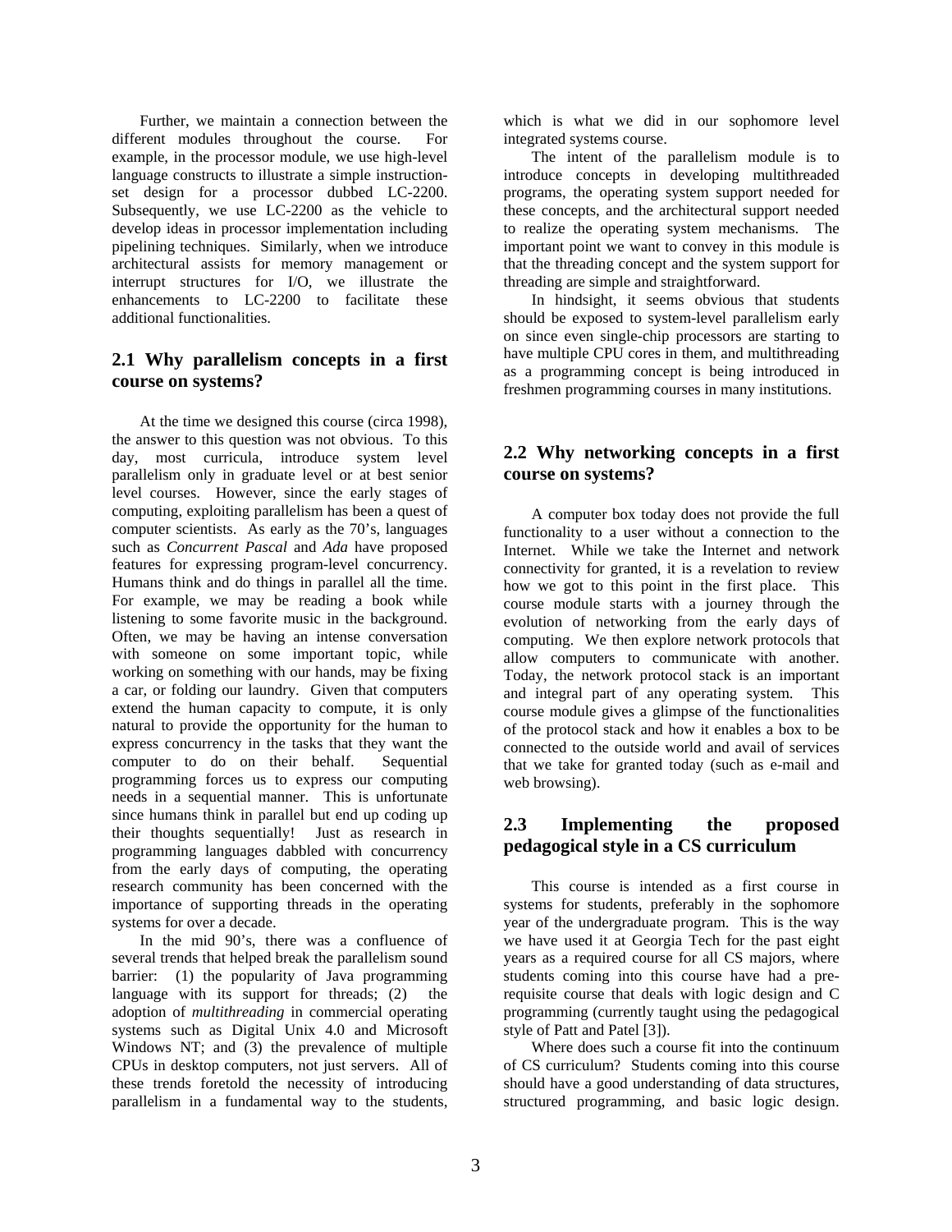Further, we maintain a connection between the different modules throughout the course. For example, in the processor module, we use high-level language constructs to illustrate a simple instruction-set design for a processor dubbed LC-2200. Subsequently, we use LC-2200 as the vehicle to develop ideas in processor implementation including pipelining techniques. Similarly, when we introduce architectural assists for memory management or interrupt structures for I/O, we illustrate the enhancements to LC-2200 to facilitate these additional functionalities.

## 2.1 Why parallelism concepts in a first course on systems?

At the time we designed this course (circa 1998), the answer to this question was not obvious. To this day, most curricula, introduce system level parallelism only in graduate level or at best senior level courses. However, since the early stages of computing, exploiting parallelism has been a quest of computer scientists. As early as the 70's, languages such as *Concurrent Pascal* and *Ada* have proposed features for expressing program-level concurrency. Humans think and do things in parallel all the time. For example, we may be reading a book while listening to some favorite music in the background. Often, we may be having an intense conversation with someone on some important topic, while working on something with our hands, may be fixing a car, or folding our laundry. Given that computers extend the human capacity to compute, it is only natural to provide the opportunity for the human to express concurrency in the tasks that they want the computer to do on their behalf. Sequential programming forces us to express our computing needs in a sequential manner. This is unfortunate since humans think in parallel but end up coding up their thoughts sequentially! Just as research in programming languages dabbled with concurrency from the early days of computing, the operating research community has been concerned with the importance of supporting threads in the operating systems for over a decade.

In the mid 90's, there was a confluence of several trends that helped break the parallelism sound barrier: (1) the popularity of Java programming language with its support for threads; (2) the adoption of *multithreading* in commercial operating systems such as Digital Unix 4.0 and Microsoft Windows NT; and (3) the prevalence of multiple CPUs in desktop computers, not just servers. All of these trends foretold the necessity of introducing parallelism in a fundamental way to the students, which is what we did in our sophomore level integrated systems course.

The intent of the parallelism module is to introduce concepts in developing multithreaded programs, the operating system support needed for these concepts, and the architectural support needed to realize the operating system mechanisms. The important point we want to convey in this module is that the threading concept and the system support for threading are simple and straightforward.

In hindsight, it seems obvious that students should be exposed to system-level parallelism early on since even single-chip processors are starting to have multiple CPU cores in them, and multithreading as a programming concept is being introduced in freshmen programming courses in many institutions.

## 2.2 Why networking concepts in a first course on systems?

A computer box today does not provide the full functionality to a user without a connection to the Internet. While we take the Internet and network connectivity for granted, it is a revelation to review how we got to this point in the first place. This course module starts with a journey through the evolution of networking from the early days of computing. We then explore network protocols that allow computers to communicate with another. Today, the network protocol stack is an important and integral part of any operating system. This course module gives a glimpse of the functionalities of the protocol stack and how it enables a box to be connected to the outside world and avail of services that we take for granted today (such as e-mail and web browsing).

## 2.3 Implementing the proposed pedagogical style in a CS curriculum

This course is intended as a first course in systems for students, preferably in the sophomore year of the undergraduate program. This is the way we have used it at Georgia Tech for the past eight years as a required course for all CS majors, where students coming into this course have had a pre-requisite course that deals with logic design and C programming (currently taught using the pedagogical style of Patt and Patel [3]).

Where does such a course fit into the continuum of CS curriculum? Students coming into this course should have a good understanding of data structures, structured programming, and basic logic design.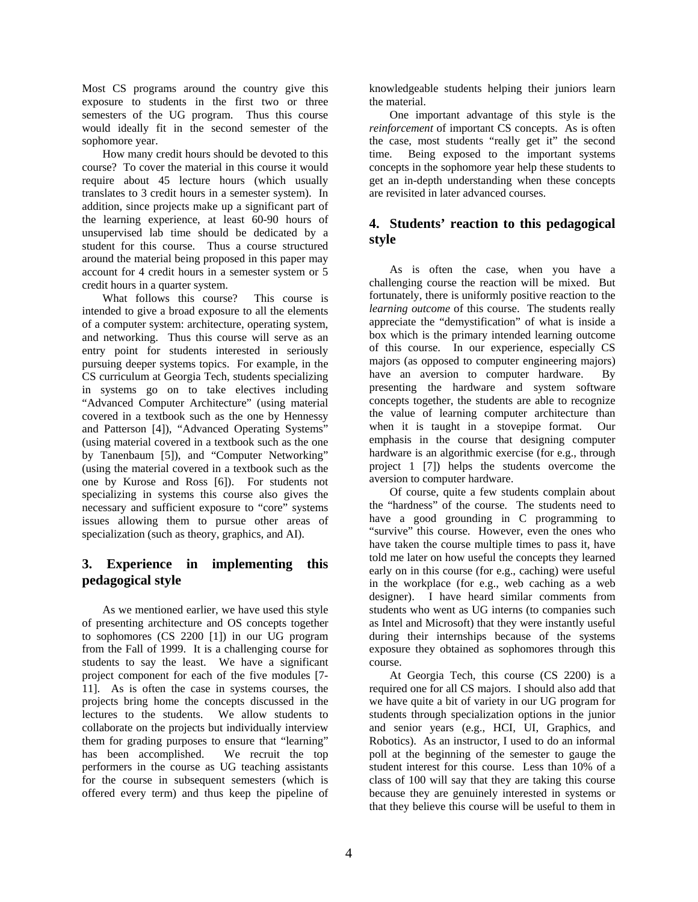Most CS programs around the country give this exposure to students in the first two or three semesters of the UG program. Thus this course would ideally fit in the second semester of the sophomore year.

How many credit hours should be devoted to this course? To cover the material in this course it would require about 45 lecture hours (which usually translates to 3 credit hours in a semester system). In addition, since projects make up a significant part of the learning experience, at least 60-90 hours of unsupervised lab time should be dedicated by a student for this course. Thus a course structured around the material being proposed in this paper may account for 4 credit hours in a semester system or 5 credit hours in a quarter system.

What follows this course? This course is intended to give a broad exposure to all the elements of a computer system: architecture, operating system, and networking. Thus this course will serve as an entry point for students interested in seriously pursuing deeper systems topics. For example, in the CS curriculum at Georgia Tech, students specializing in systems go on to take electives including "Advanced Computer Architecture" (using material covered in a textbook such as the one by Hennessy and Patterson [4]), "Advanced Operating Systems" (using material covered in a textbook such as the one by Tanenbaum [5]), and "Computer Networking" (using the material covered in a textbook such as the one by Kurose and Ross [6]). For students not specializing in systems this course also gives the necessary and sufficient exposure to "core" systems issues allowing them to pursue other areas of specialization (such as theory, graphics, and AI).

## 3. Experience in implementing this pedagogical style

As we mentioned earlier, we have used this style of presenting architecture and OS concepts together to sophomores (CS 2200 [1]) in our UG program from the Fall of 1999. It is a challenging course for students to say the least. We have a significant project component for each of the five modules [7-11]. As is often the case in systems courses, the projects bring home the concepts discussed in the lectures to the students. We allow students to collaborate on the projects but individually interview them for grading purposes to ensure that "learning" has been accomplished. We recruit the top performers in the course as UG teaching assistants for the course in subsequent semesters (which is offered every term) and thus keep the pipeline of knowledgeable students helping their juniors learn the material.

One important advantage of this style is the *reinforcement* of important CS concepts. As is often the case, most students "really get it" the second time. Being exposed to the important systems concepts in the sophomore year help these students to get an in-depth understanding when these concepts are revisited in later advanced courses.

## 4. Students' reaction to this pedagogical style

As is often the case, when you have a challenging course the reaction will be mixed. But fortunately, there is uniformly positive reaction to the *learning outcome* of this course. The students really appreciate the "demystification" of what is inside a box which is the primary intended learning outcome of this course. In our experience, especially CS majors (as opposed to computer engineering majors) have an aversion to computer hardware. By presenting the hardware and system software concepts together, the students are able to recognize the value of learning computer architecture than when it is taught in a stovepipe format. Our emphasis in the course that designing computer hardware is an algorithmic exercise (for e.g., through project 1 [7]) helps the students overcome the aversion to computer hardware.

Of course, quite a few students complain about the "hardness" of the course. The students need to have a good grounding in C programming to "survive" this course. However, even the ones who have taken the course multiple times to pass it, have told me later on how useful the concepts they learned early on in this course (for e.g., caching) were useful in the workplace (for e.g., web caching as a web designer). I have heard similar comments from students who went as UG interns (to companies such as Intel and Microsoft) that they were instantly useful during their internships because of the systems exposure they obtained as sophomores through this course.

At Georgia Tech, this course (CS 2200) is a required one for all CS majors. I should also add that we have quite a bit of variety in our UG program for students through specialization options in the junior and senior years (e.g., HCI, UI, Graphics, and Robotics). As an instructor, I used to do an informal poll at the beginning of the semester to gauge the student interest for this course. Less than 10% of a class of 100 will say that they are taking this course because they are genuinely interested in systems or that they believe this course will be useful to them in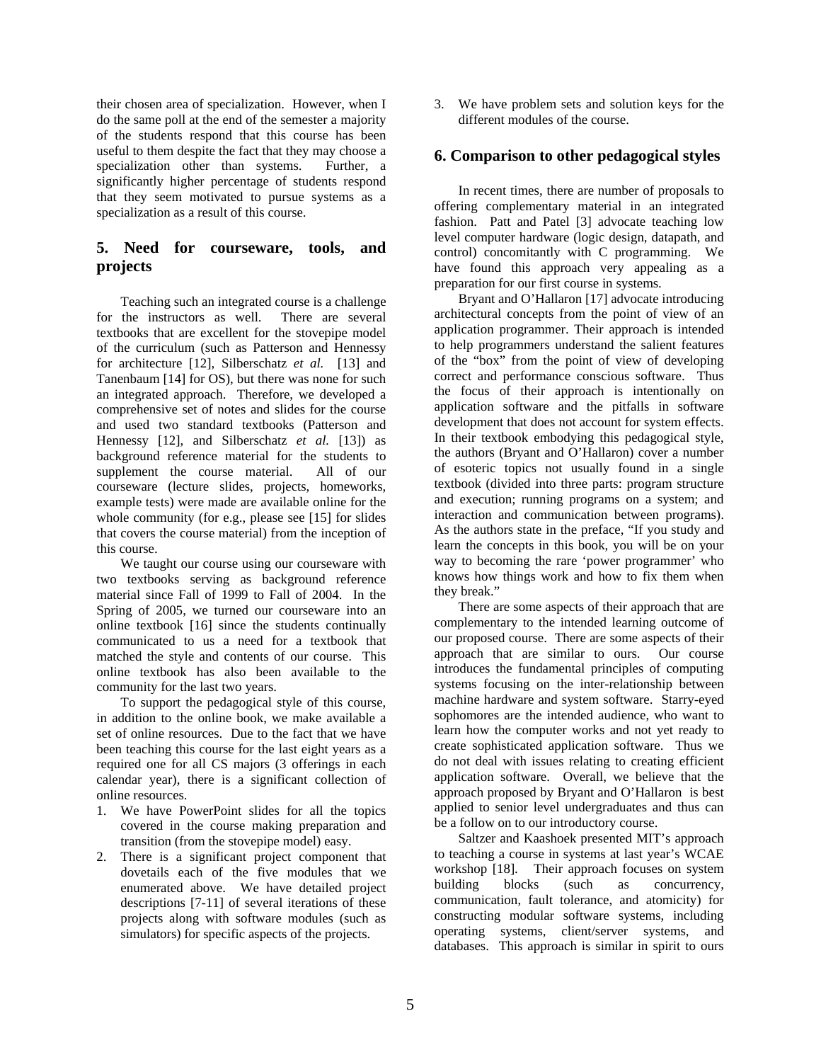their chosen area of specialization. However, when I do the same poll at the end of the semester a majority of the students respond that this course has been useful to them despite the fact that they may choose a specialization other than systems. Further, a significantly higher percentage of students respond that they seem motivated to pursue systems as a specialization as a result of this course.

## 5. Need for courseware, tools, and projects

Teaching such an integrated course is a challenge for the instructors as well. There are several textbooks that are excellent for the stovepipe model of the curriculum (such as Patterson and Hennessy for architecture [12], Silberschatz *et al.* [13] and Tanenbaum [14] for OS), but there was none for such an integrated approach. Therefore, we developed a comprehensive set of notes and slides for the course and used two standard textbooks (Patterson and Hennessy [12], and Silberschatz *et al.* [13]) as background reference material for the students to supplement the course material. All of our courseware (lecture slides, projects, homeworks, example tests) were made are available online for the whole community (for e.g., please see [15] for slides that covers the course material) from the inception of this course.

We taught our course using our courseware with two textbooks serving as background reference material since Fall of 1999 to Fall of 2004. In the Spring of 2005, we turned our courseware into an online textbook [16] since the students continually communicated to us a need for a textbook that matched the style and contents of our course. This online textbook has also been available to the community for the last two years.

To support the pedagogical style of this course, in addition to the online book, we make available a set of online resources. Due to the fact that we have been teaching this course for the last eight years as a required one for all CS majors (3 offerings in each calendar year), there is a significant collection of online resources.

1. We have PowerPoint slides for all the topics covered in the course making preparation and transition (from the stovepipe model) easy.
2. There is a significant project component that dovetails each of the five modules that we enumerated above. We have detailed project descriptions [7-11] of several iterations of these projects along with software modules (such as simulators) for specific aspects of the projects.
3. We have problem sets and solution keys for the different modules of the course.

## 6. Comparison to other pedagogical styles

In recent times, there are number of proposals to offering complementary material in an integrated fashion. Patt and Patel [3] advocate teaching low level computer hardware (logic design, datapath, and control) concomitantly with C programming. We have found this approach very appealing as a preparation for our first course in systems.

Bryant and O'Hallaron [17] advocate introducing architectural concepts from the point of view of an application programmer. Their approach is intended to help programmers understand the salient features of the "box" from the point of view of developing correct and performance conscious software. Thus the focus of their approach is intentionally on application software and the pitfalls in software development that does not account for system effects. In their textbook embodying this pedagogical style, the authors (Bryant and O'Hallaron) cover a number of esoteric topics not usually found in a single textbook (divided into three parts: program structure and execution; running programs on a system; and interaction and communication between programs). As the authors state in the preface, "If you study and learn the concepts in this book, you will be on your way to becoming the rare 'power programmer' who knows how things work and how to fix them when they break."

There are some aspects of their approach that are complementary to the intended learning outcome of our proposed course. There are some aspects of their approach that are similar to ours. Our course introduces the fundamental principles of computing systems focusing on the inter-relationship between machine hardware and system software. Starry-eyed sophomores are the intended audience, who want to learn how the computer works and not yet ready to create sophisticated application software. Thus we do not deal with issues relating to creating efficient application software. Overall, we believe that the approach proposed by Bryant and O'Hallaron is best applied to senior level undergraduates and thus can be a follow on to our introductory course.

Saltzer and Kaashoek presented MIT's approach to teaching a course in systems at last year's WCAE workshop [18]. Their approach focuses on system building blocks (such as concurrency, communication, fault tolerance, and atomicity) for constructing modular software systems, including operating systems, client/server systems, and databases. This approach is similar in spirit to ours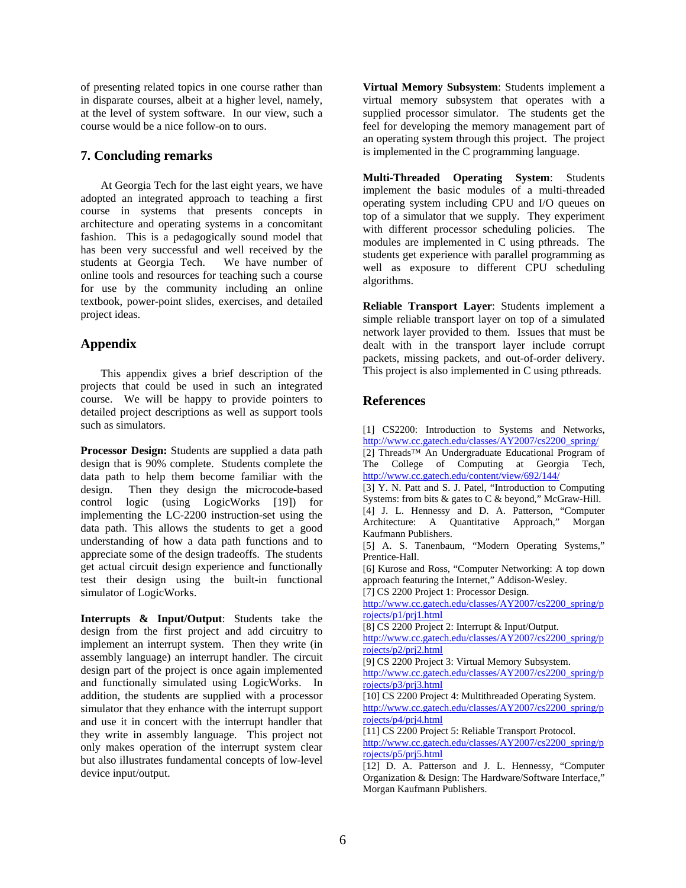of presenting related topics in one course rather than in disparate courses, albeit at a higher level, namely, at the level of system software. In our view, such a course would be a nice follow-on to ours.

## 7. Concluding remarks

At Georgia Tech for the last eight years, we have adopted an integrated approach to teaching a first course in systems that presents concepts in architecture and operating systems in a concomitant fashion. This is a pedagogically sound model that has been very successful and well received by the students at Georgia Tech. We have number of online tools and resources for teaching such a course for use by the community including an online textbook, power-point slides, exercises, and detailed project ideas.

## Appendix

This appendix gives a brief description of the projects that could be used in such an integrated course. We will be happy to provide pointers to detailed project descriptions as well as support tools such as simulators.

**Processor Design:** Students are supplied a data path design that is 90% complete. Students complete the data path to help them become familiar with the design. Then they design the microcode-based control logic (using LogicWorks [19]) for implementing the LC-2200 instruction-set using the data path. This allows the students to get a good understanding of how a data path functions and to appreciate some of the design tradeoffs. The students get actual circuit design experience and functionally test their design using the built-in functional simulator of LogicWorks.

**Interrupts & Input/Output**: Students take the design from the first project and add circuitry to implement an interrupt system. Then they write (in assembly language) an interrupt handler. The circuit design part of the project is once again implemented and functionally simulated using LogicWorks. In addition, the students are supplied with a processor simulator that they enhance with the interrupt support and use it in concert with the interrupt handler that they write in assembly language. This project not only makes operation of the interrupt system clear but also illustrates fundamental concepts of low-level device input/output.

**Virtual Memory Subsystem**: Students implement a virtual memory subsystem that operates with a supplied processor simulator. The students get the feel for developing the memory management part of an operating system through this project. The project is implemented in the C programming language.

**Multi-Threaded Operating System**: Students implement the basic modules of a multi-threaded operating system including CPU and I/O queues on top of a simulator that we supply. They experiment with different processor scheduling policies. The modules are implemented in C using pthreads. The students get experience with parallel programming as well as exposure to different CPU scheduling algorithms.

**Reliable Transport Layer**: Students implement a simple reliable transport layer on top of a simulated network layer provided to them. Issues that must be dealt with in the transport layer include corrupt packets, missing packets, and out-of-order delivery. This project is also implemented in C using pthreads.

## References

[1] CS2200: Introduction to Systems and Networks, http://www.cc.gatech.edu/classes/AY2007/cs2200_spring/

[2] Threads™ An Undergraduate Educational Program of The College of Computing at Georgia Tech, http://www.cc.gatech.edu/content/view/692/144/

[3] Y. N. Patt and S. J. Patel, "Introduction to Computing Systems: from bits & gates to C & beyond," McGraw-Hill.

[4] J. L. Hennessy and D. A. Patterson, "Computer Architecture: A Quantitative Approach," Morgan Kaufmann Publishers.

[5] A. S. Tanenbaum, "Modern Operating Systems," Prentice-Hall.

[6] Kurose and Ross, "Computer Networking: A top down approach featuring the Internet," Addison-Wesley.

[7] CS 2200 Project 1: Processor Design. http://www.cc.gatech.edu/classes/AY2007/cs2200_spring/projects/p1/prj1.html

[8] CS 2200 Project 2: Interrupt & Input/Output. http://www.cc.gatech.edu/classes/AY2007/cs2200_spring/projects/p2/prj2.html

[9] CS 2200 Project 3: Virtual Memory Subsystem. http://www.cc.gatech.edu/classes/AY2007/cs2200_spring/projects/p3/prj3.html

[10] CS 2200 Project 4: Multithreaded Operating System. http://www.cc.gatech.edu/classes/AY2007/cs2200_spring/projects/p4/prj4.html

[11] CS 2200 Project 5: Reliable Transport Protocol. http://www.cc.gatech.edu/classes/AY2007/cs2200_spring/projects/p5/prj5.html

[12] D. A. Patterson and J. L. Hennessy, "Computer Organization & Design: The Hardware/Software Interface," Morgan Kaufmann Publishers.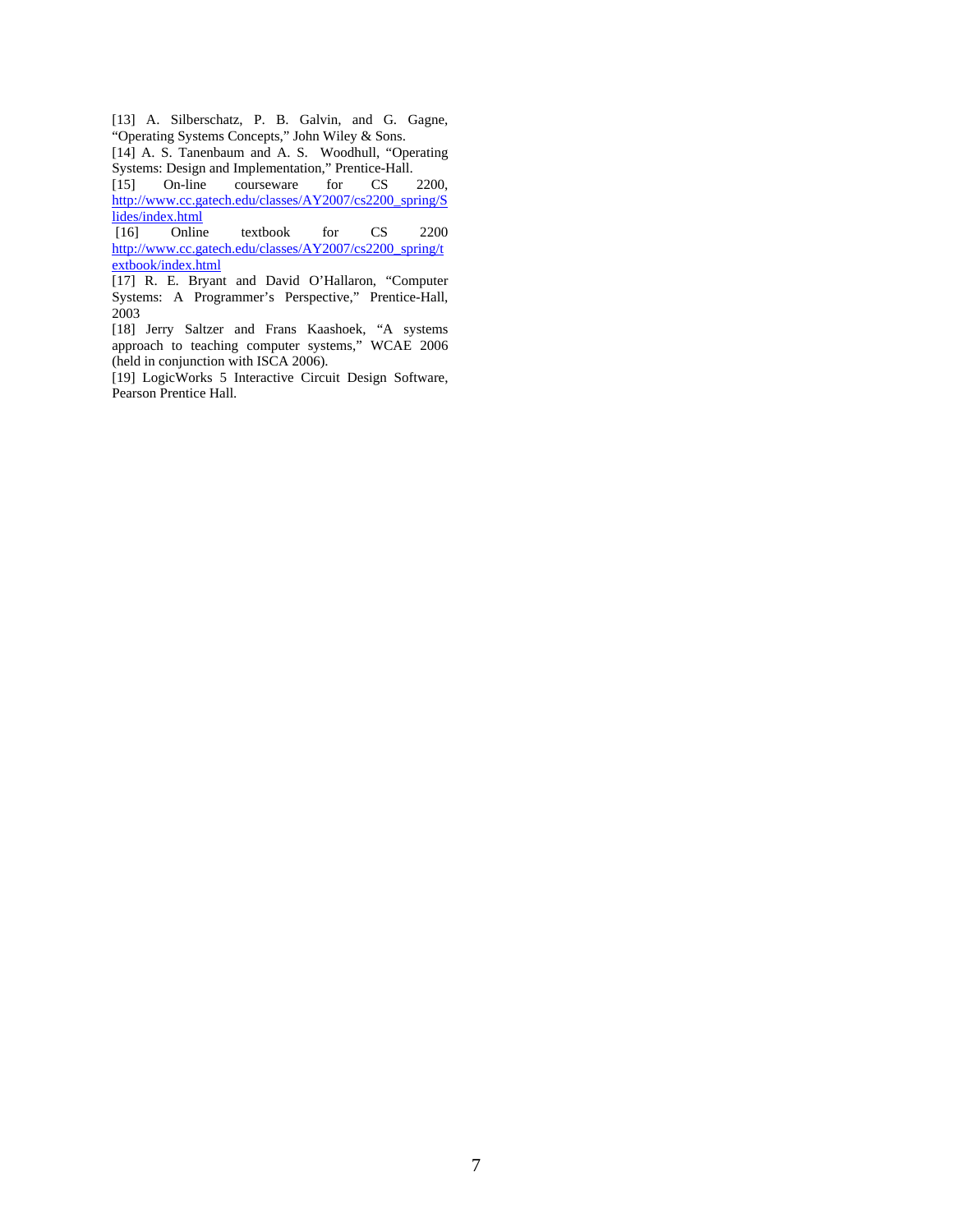[13] A. Silberschatz, P. B. Galvin, and G. Gagne, "Operating Systems Concepts," John Wiley & Sons.

[14] A. S. Tanenbaum and A. S. Woodhull, "Operating Systems: Design and Implementation," Prentice-Hall.

[15] On-line courseware for CS 2200, http://www.cc.gatech.edu/classes/AY2007/cs2200_spring/Slides/index.html

[16] Online textbook for CS 2200 http://www.cc.gatech.edu/classes/AY2007/cs2200_spring/textbook/index.html

[17] R. E. Bryant and David O'Hallaron, "Computer Systems: A Programmer's Perspective," Prentice-Hall, 2003

[18] Jerry Saltzer and Frans Kaashoek, "A systems approach to teaching computer systems," WCAE 2006 (held in conjunction with ISCA 2006).

[19] LogicWorks 5 Interactive Circuit Design Software, Pearson Prentice Hall.